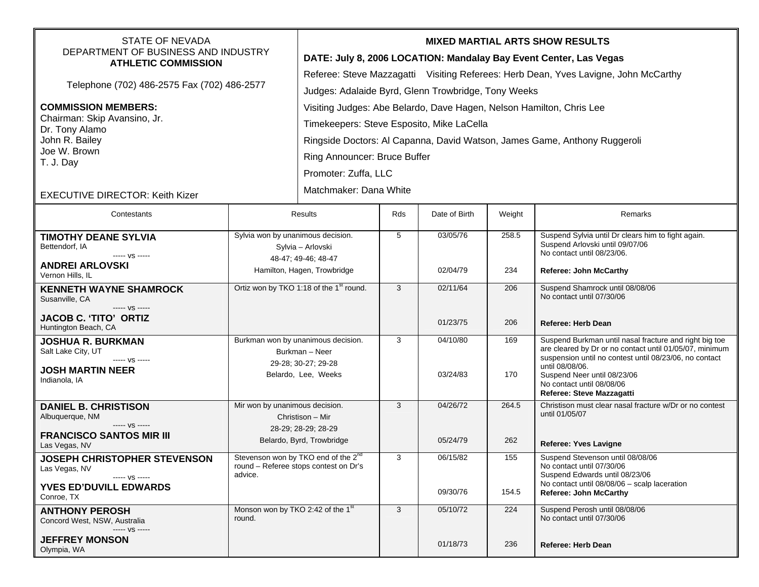STATE OF NEVADA
DEPARTMENT OF BUSINESS AND INDUSTRY
**ATHLETIC COMMISSION**

Telephone (702) 486-2575 Fax (702) 486-2577

**COMMISSION MEMBERS:**
Chairman: Skip Avansino, Jr.
Dr. Tony Alamo
John R. Bailey
Joe W. Brown
T. J. Day

EXECUTIVE DIRECTOR: Keith Kizer

**MIXED MARTIAL ARTS SHOW RESULTS**

**DATE: July 8, 2006 LOCATION: Mandalay Bay Event Center, Las Vegas**

Referee: Steve Mazzagatti Visiting Referees: Herb Dean, Yves Lavigne, John McCarthy

Judges: Adalaide Byrd, Glenn Trowbridge, Tony Weeks

Visiting Judges: Abe Belardo, Dave Hagen, Nelson Hamilton, Chris Lee

Timekeepers: Steve Esposito, Mike LaCella

Ringside Doctors: Al Capanna, David Watson, James Game, Anthony Ruggeroli

Ring Announcer: Bruce Buffer

Promoter: Zuffa, LLC

Matchmaker: Dana White

| Contestants | Results | Rds | Date of Birth | Weight | Remarks |
|---|---|---|---|---|---|
| **TIMOTHY DEANE SYLVIA** Bettendorf, IA ----- vs ----- **ANDREI ARLOVSKI** Vernon Hills, IL | Sylvia won by unanimous decision. Sylvia – Arlovski 48-47; 49-46; 48-47 Hamilton, Hagen, Trowbridge | 5 | 03/05/76<br>02/04/79 | 258.5<br>234 | Suspend Sylvia until Dr clears him to fight again. Suspend Arlovski until 09/07/06 No contact until 08/23/06. **Referee: John McCarthy** |
| **KENNETH WAYNE SHAMROCK** Susanville, CA ----- vs ----- **JACOB C. 'TITO' ORTIZ** Huntington Beach, CA | Ortiz won by TKO 1:18 of the 1st round. | 3 | 02/11/64<br>01/23/75 | 206<br>206 | Suspend Shamrock until 08/08/06 No contact until 07/30/06 **Referee: Herb Dean** |
| **JOSHUA R. BURKMAN** Salt Lake City, UT ----- vs ----- **JOSH MARTIN NEER** Indianola, IA | Burkman won by unanimous decision. Burkman – Neer 29-28; 30-27; 29-28 Belardo, Lee, Weeks | 3 | 04/10/80<br>03/24/83 | 169<br>170 | Suspend Burkman until nasal fracture and right big toe are cleared by Dr or no contact until 01/05/07, minimum suspension until no contest until 08/23/06, no contact until 08/08/06. Suspend Neer until 08/23/06 No contact until 08/08/06 **Referee: Steve Mazzagatti** |
| **DANIEL B. CHRISTISON** Albuquerque, NM ----- vs ----- **FRANCISCO SANTOS MIR III** Las Vegas, NV | Mir won by unanimous decision. Christison – Mir 28-29; 28-29; 28-29 Belardo, Byrd, Trowbridge | 3 | 04/26/72<br>05/24/79 | 264.5<br>262 | Christison must clear nasal fracture w/Dr or no contest until 01/05/07 **Referee: Yves Lavigne** |
| **JOSEPH CHRISTOPHER STEVENSON** Las Vegas, NV ----- vs ----- **YVES ED'DUVILL EDWARDS** Conroe, TX | Stevenson won by TKO end of the 2nd round – Referee stops contest on Dr's advice. | 3 | 06/15/82<br>09/30/76 | 155<br>154.5 | Suspend Stevenson until 08/08/06 No contact until 07/30/06 Suspend Edwards until 08/23/06 No contact until 08/08/06 – scalp laceration **Referee: John McCarthy** |
| **ANTHONY PEROSH** Concord West, NSW, Australia ----- vs ----- **JEFFREY MONSON** Olympia, WA | Monson won by TKO 2:42 of the 1st round. | 3 | 05/10/72<br>01/18/73 | 224<br>236 | Suspend Perosh until 08/08/06 No contact until 07/30/06 **Referee: Herb Dean** |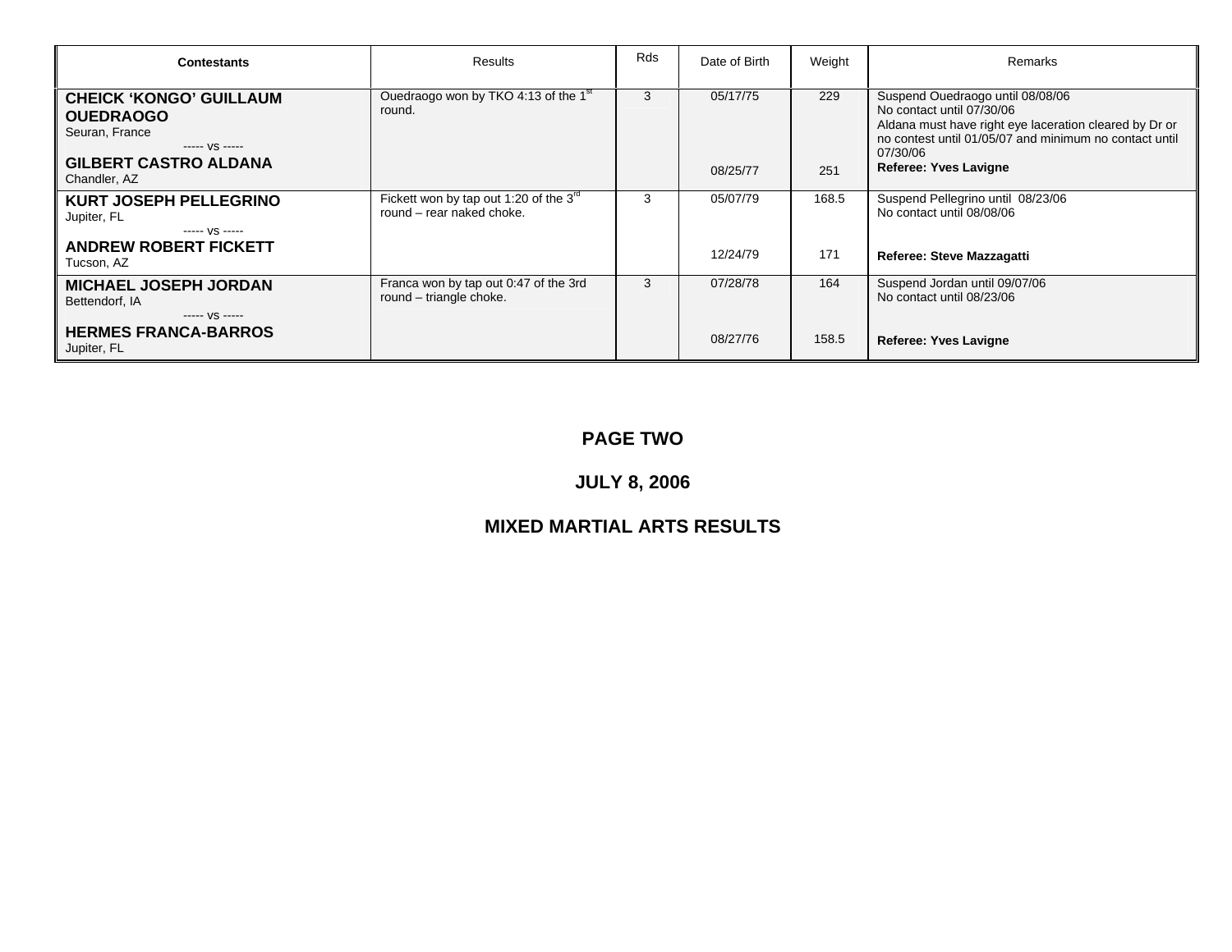| Contestants | Results | Rds | Date of Birth | Weight | Remarks |
|---|---|---|---|---|---|
| **CHEICK 'KONGO' GUILLAUM OUEDRAOGO**<br>Seuran, France<br>----- vs -----<br>**GILBERT CASTRO ALDANA**<br>Chandler, AZ | Ouedraogo won by TKO 4:13 of the 1st round. | 3 | 05/17/75<br><br>08/25/77 | 229<br><br>251 | Suspend Ouedraogo until 08/08/06<br>No contact until 07/30/06<br>Aldana must have right eye laceration cleared by Dr or no contest until 01/05/07 and minimum no contact until 07/30/06<br>**Referee: Yves Lavigne** |
| **KURT JOSEPH PELLEGRINO**<br>Jupiter, FL<br>----- vs -----<br>**ANDREW ROBERT FICKETT**<br>Tucson, AZ | Fickett won by tap out 1:20 of the 3rd round – rear naked choke. | 3 | 05/07/79<br><br>12/24/79 | 168.5<br><br>171 | Suspend Pellegrino until 08/23/06<br>No contact until 08/08/06<br>**Referee: Steve Mazzagatti** |
| **MICHAEL JOSEPH JORDAN**<br>Bettendorf, IA<br>----- vs -----<br>**HERMES FRANCA-BARROS**<br>Jupiter, FL | Franca won by tap out 0:47 of the 3rd round – triangle choke. | 3 | 07/28/78<br><br>08/27/76 | 164<br><br>158.5 | Suspend Jordan until 09/07/06<br>No contact until 08/23/06<br>**Referee: Yves Lavigne** |

**PAGE TWO**

**JULY 8, 2006**

**MIXED MARTIAL ARTS RESULTS**